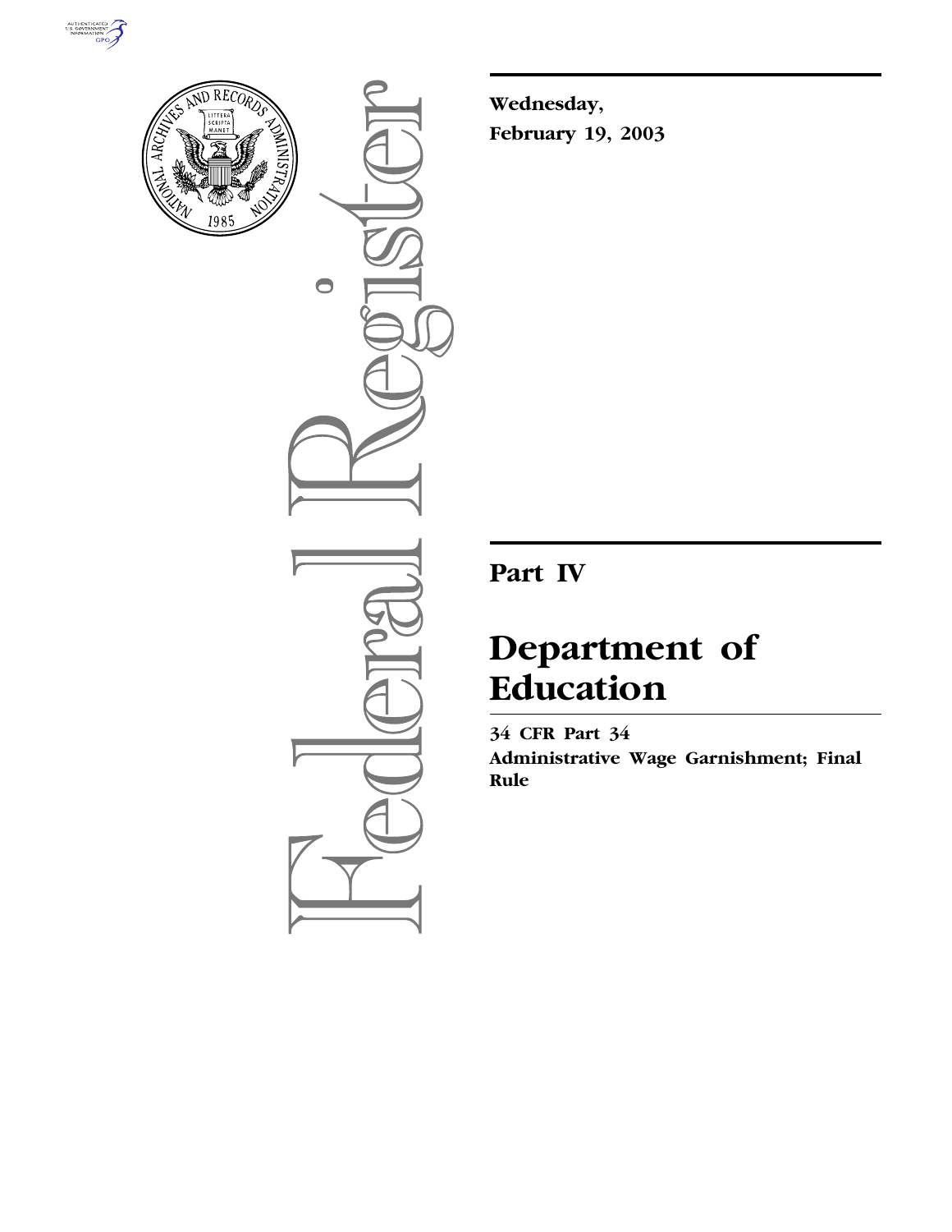Wednesday,

February 19, 2003

# Part IV

# Department of Education

**34 CFR Part 34**

**Administrative Wage Garnishment; Final Rule**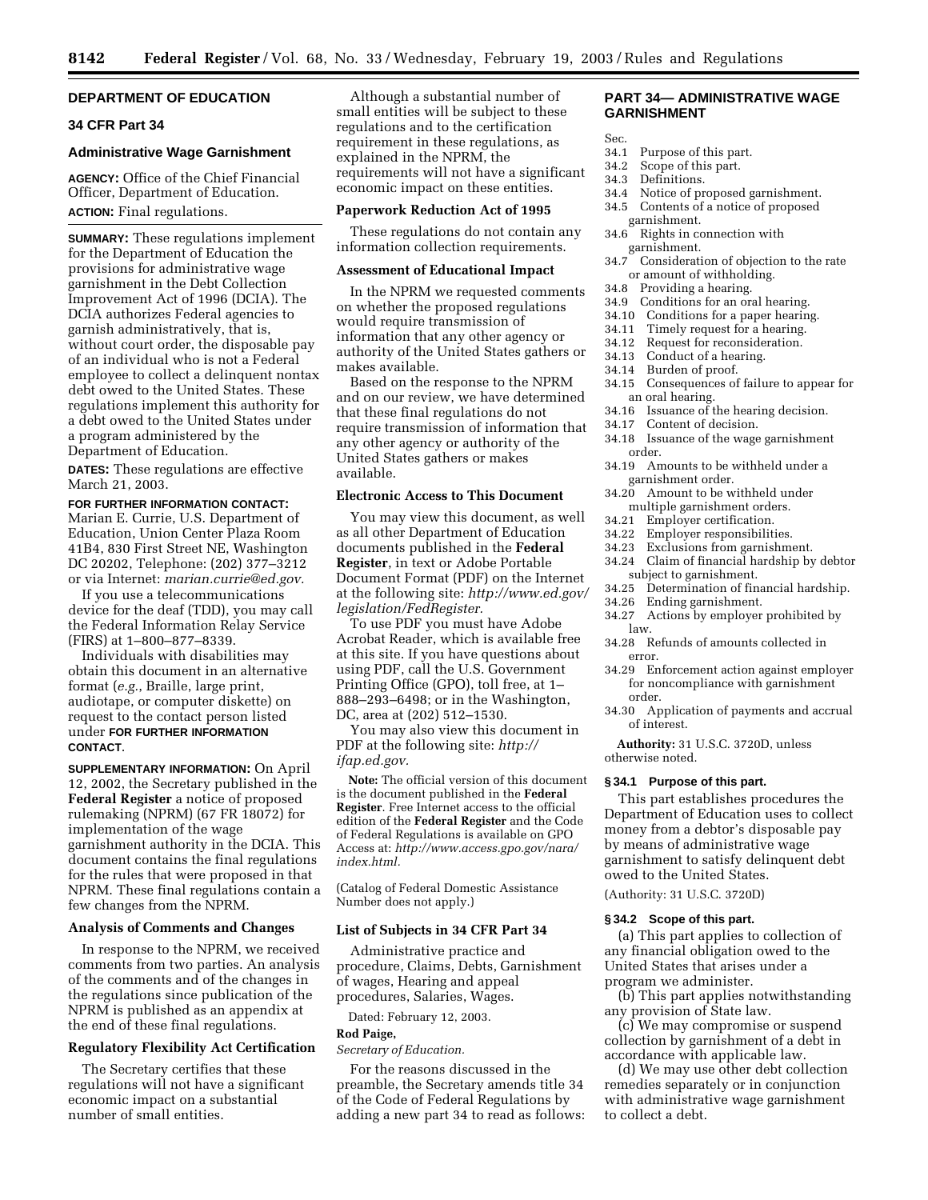## DEPARTMENT OF EDUCATION

### 34 CFR Part 34

### Administrative Wage Garnishment

**AGENCY:** Office of the Chief Financial Officer, Department of Education.

**ACTION:** Final regulations.

**SUMMARY:** These regulations implement for the Department of Education the provisions for administrative wage garnishment in the Debt Collection Improvement Act of 1996 (DCIA). The DCIA authorizes Federal agencies to garnish administratively, that is, without court order, the disposable pay of an individual who is not a Federal employee to collect a delinquent nontax debt owed to the United States. These regulations implement this authority for a debt owed to the United States under a program administered by the Department of Education.

**DATES:** These regulations are effective March 21, 2003.

**FOR FURTHER INFORMATION CONTACT:** Marian E. Currie, U.S. Department of Education, Union Center Plaza Room 41B4, 830 First Street NE, Washington DC 20202, Telephone: (202) 377–3212 or via Internet: *marian.currie@ed.gov.*

If you use a telecommunications device for the deaf (TDD), you may call the Federal Information Relay Service (FIRS) at 1–800–877–8339.

Individuals with disabilities may obtain this document in an alternative format (*e.g.*, Braille, large print, audiotape, or computer diskette) on request to the contact person listed under **FOR FURTHER INFORMATION CONTACT**.

**SUPPLEMENTARY INFORMATION:** On April 12, 2002, the Secretary published in the **Federal Register** a notice of proposed rulemaking (NPRM) (67 FR 18072) for implementation of the wage garnishment authority in the DCIA. This document contains the final regulations for the rules that were proposed in that NPRM. These final regulations contain a few changes from the NPRM.

**Analysis of Comments and Changes**

In response to the NPRM, we received comments from two parties. An analysis of the comments and of the changes in the regulations since publication of the NPRM is published as an appendix at the end of these final regulations.

**Regulatory Flexibility Act Certification**

The Secretary certifies that these regulations will not have a significant economic impact on a substantial number of small entities.

Although a substantial number of small entities will be subject to these regulations and to the certification requirement in these regulations, as explained in the NPRM, the requirements will not have a significant economic impact on these entities.

**Paperwork Reduction Act of 1995**

These regulations do not contain any information collection requirements.

**Assessment of Educational Impact**

In the NPRM we requested comments on whether the proposed regulations would require transmission of information that any other agency or authority of the United States gathers or makes available.

Based on the response to the NPRM and on our review, we have determined that these final regulations do not require transmission of information that any other agency or authority of the United States gathers or makes available.

**Electronic Access to This Document**

You may view this document, as well as all other Department of Education documents published in the **Federal Register**, in text or Adobe Portable Document Format (PDF) on the Internet at the following site: *http://www.ed.gov/legislation/FedRegister*.

To use PDF you must have Adobe Acrobat Reader, which is available free at this site. If you have questions about using PDF, call the U.S. Government Printing Office (GPO), toll free, at 1–888–293–6498; or in the Washington, DC, area at (202) 512–1530.

You may also view this document in PDF at the following site: *http://ifap.ed.gov.*

**Note:** The official version of this document is the document published in the **Federal Register**. Free Internet access to the official edition of the **Federal Register** and the Code of Federal Regulations is available on GPO Access at: *http://www.access.gpo.gov/nara/index.html.*

(Catalog of Federal Domestic Assistance Number does not apply.)

**List of Subjects in 34 CFR Part 34**

Administrative practice and procedure, Claims, Debts, Garnishment of wages, Hearing and appeal procedures, Salaries, Wages.

Dated: February 12, 2003.

**Rod Paige,**

*Secretary of Education.*

For the reasons discussed in the preamble, the Secretary amends title 34 of the Code of Federal Regulations by adding a new part 34 to read as follows:

## PART 34— ADMINISTRATIVE WAGE GARNISHMENT

Sec.
- 34.1 Purpose of this part.
- 34.2 Scope of this part.
- 34.3 Definitions.
- 34.4 Notice of proposed garnishment.
- 34.5 Contents of a notice of proposed garnishment.
- 34.6 Rights in connection with garnishment.
- 34.7 Consideration of objection to the rate or amount of withholding.
- 34.8 Providing a hearing.
- 34.9 Conditions for an oral hearing.
- 34.10 Conditions for a paper hearing.
- 34.11 Timely request for a hearing.
- 34.12 Request for reconsideration.
- 34.13 Conduct of a hearing.
- 34.14 Burden of proof.
- 34.15 Consequences of failure to appear for an oral hearing.
- 34.16 Issuance of the hearing decision.
- 34.17 Content of decision.
- 34.18 Issuance of the wage garnishment order.
- 34.19 Amounts to be withheld under a garnishment order.
- 34.20 Amount to be withheld under multiple garnishment orders.
- 34.21 Employer certification.
- 34.22 Employer responsibilities.
- 34.23 Exclusions from garnishment.
- 34.24 Claim of financial hardship by debtor subject to garnishment.
- 34.25 Determination of financial hardship.
- 34.26 Ending garnishment.
- 34.27 Actions by employer prohibited by law.
- 34.28 Refunds of amounts collected in error.
- 34.29 Enforcement action against employer for noncompliance with garnishment order.
- 34.30 Application of payments and accrual of interest.

**Authority:** 31 U.S.C. 3720D, unless otherwise noted.

### § 34.1 Purpose of this part.

This part establishes procedures the Department of Education uses to collect money from a debtor's disposable pay by means of administrative wage garnishment to satisfy delinquent debt owed to the United States.

(Authority: 31 U.S.C. 3720D)

### § 34.2 Scope of this part.

(a) This part applies to collection of any financial obligation owed to the United States that arises under a program we administer.

(b) This part applies notwithstanding any provision of State law.

(c) We may compromise or suspend collection by garnishment of a debt in accordance with applicable law.

(d) We may use other debt collection remedies separately or in conjunction with administrative wage garnishment to collect a debt.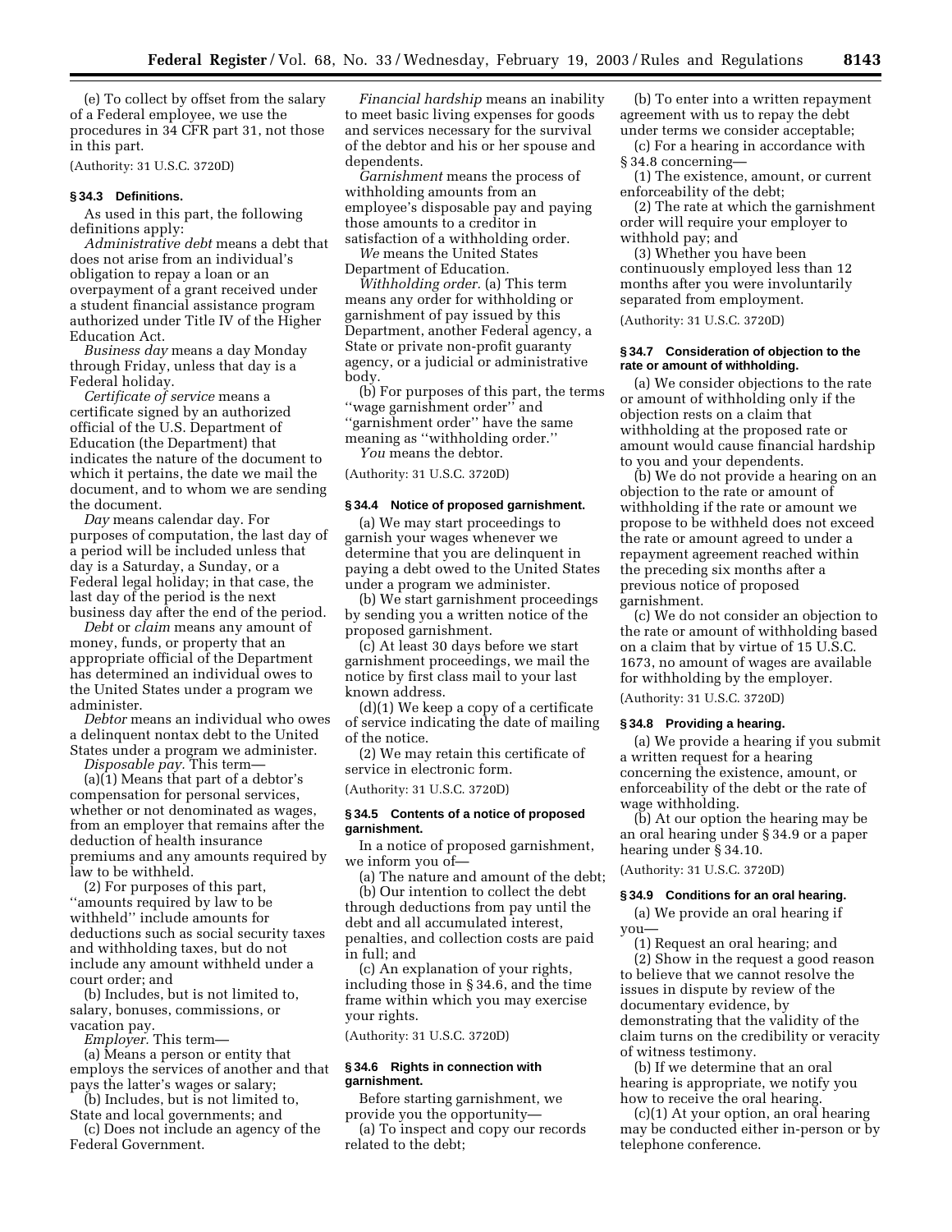(e) To collect by offset from the salary of a Federal employee, we use the procedures in 34 CFR part 31, not those in this part.

(Authority: 31 U.S.C. 3720D)

### § 34.3 Definitions.

As used in this part, the following definitions apply:

*Administrative debt* means a debt that does not arise from an individual's obligation to repay a loan or an overpayment of a grant received under a student financial assistance program authorized under Title IV of the Higher Education Act.

*Business day* means a day Monday through Friday, unless that day is a Federal holiday.

*Certificate of service* means a certificate signed by an authorized official of the U.S. Department of Education (the Department) that indicates the nature of the document to which it pertains, the date we mail the document, and to whom we are sending the document.

*Day* means calendar day. For purposes of computation, the last day of a period will be included unless that day is a Saturday, a Sunday, or a Federal legal holiday; in that case, the last day of the period is the next business day after the end of the period.

*Debt* or *claim* means any amount of money, funds, or property that an appropriate official of the Department has determined an individual owes to the United States under a program we administer.

*Debtor* means an individual who owes a delinquent nontax debt to the United States under a program we administer.

*Disposable pay.* This term—

(a)(1) Means that part of a debtor's compensation for personal services, whether or not denominated as wages, from an employer that remains after the deduction of health insurance premiums and any amounts required by law to be withheld.

(2) For purposes of this part, ''amounts required by law to be withheld'' include amounts for deductions such as social security taxes and withholding taxes, but do not include any amount withheld under a court order; and

(b) Includes, but is not limited to, salary, bonuses, commissions, or vacation pay.

*Employer.* This term—

(a) Means a person or entity that employs the services of another and that pays the latter's wages or salary;

(b) Includes, but is not limited to, State and local governments; and

(c) Does not include an agency of the Federal Government.

*Financial hardship* means an inability to meet basic living expenses for goods and services necessary for the survival of the debtor and his or her spouse and dependents.

*Garnishment* means the process of withholding amounts from an employee's disposable pay and paying those amounts to a creditor in satisfaction of a withholding order.

*We* means the United States Department of Education.

*Withholding order.* (a) This term means any order for withholding or garnishment of pay issued by this Department, another Federal agency, a State or private non-profit guaranty agency, or a judicial or administrative body.

(b) For purposes of this part, the terms ''wage garnishment order'' and ''garnishment order'' have the same meaning as ''withholding order.''

*You* means the debtor.

(Authority: 31 U.S.C. 3720D)

### § 34.4 Notice of proposed garnishment.

(a) We may start proceedings to garnish your wages whenever we determine that you are delinquent in paying a debt owed to the United States under a program we administer.

(b) We start garnishment proceedings by sending you a written notice of the proposed garnishment.

(c) At least 30 days before we start garnishment proceedings, we mail the notice by first class mail to your last known address.

(d)(1) We keep a copy of a certificate of service indicating the date of mailing of the notice.

(2) We may retain this certificate of service in electronic form.

(Authority: 31 U.S.C. 3720D)

### § 34.5 Contents of a notice of proposed garnishment.

In a notice of proposed garnishment, we inform you of—

(a) The nature and amount of the debt;

(b) Our intention to collect the debt through deductions from pay until the debt and all accumulated interest, penalties, and collection costs are paid in full; and

(c) An explanation of your rights, including those in § 34.6, and the time frame within which you may exercise your rights.

(Authority: 31 U.S.C. 3720D)

### § 34.6 Rights in connection with garnishment.

Before starting garnishment, we provide you the opportunity—

(a) To inspect and copy our records related to the debt;

(b) To enter into a written repayment agreement with us to repay the debt under terms we consider acceptable;

(c) For a hearing in accordance with § 34.8 concerning—

(1) The existence, amount, or current enforceability of the debt;

(2) The rate at which the garnishment order will require your employer to withhold pay; and

(3) Whether you have been continuously employed less than 12 months after you were involuntarily separated from employment.

(Authority: 31 U.S.C. 3720D)

### § 34.7 Consideration of objection to the rate or amount of withholding.

(a) We consider objections to the rate or amount of withholding only if the objection rests on a claim that withholding at the proposed rate or amount would cause financial hardship to you and your dependents.

(b) We do not provide a hearing on an objection to the rate or amount of withholding if the rate or amount we propose to be withheld does not exceed the rate or amount agreed to under a repayment agreement reached within the preceding six months after a previous notice of proposed garnishment.

(c) We do not consider an objection to the rate or amount of withholding based on a claim that by virtue of 15 U.S.C. 1673, no amount of wages are available for withholding by the employer.

(Authority: 31 U.S.C. 3720D)

### § 34.8 Providing a hearing.

(a) We provide a hearing if you submit a written request for a hearing concerning the existence, amount, or enforceability of the debt or the rate of wage withholding.

(b) At our option the hearing may be an oral hearing under § 34.9 or a paper hearing under § 34.10.

(Authority: 31 U.S.C. 3720D)

### § 34.9 Conditions for an oral hearing.

(a) We provide an oral hearing if you—

(1) Request an oral hearing; and

(2) Show in the request a good reason to believe that we cannot resolve the issues in dispute by review of the documentary evidence, by demonstrating that the validity of the claim turns on the credibility or veracity of witness testimony.

(b) If we determine that an oral hearing is appropriate, we notify you how to receive the oral hearing.

(c)(1) At your option, an oral hearing may be conducted either in-person or by telephone conference.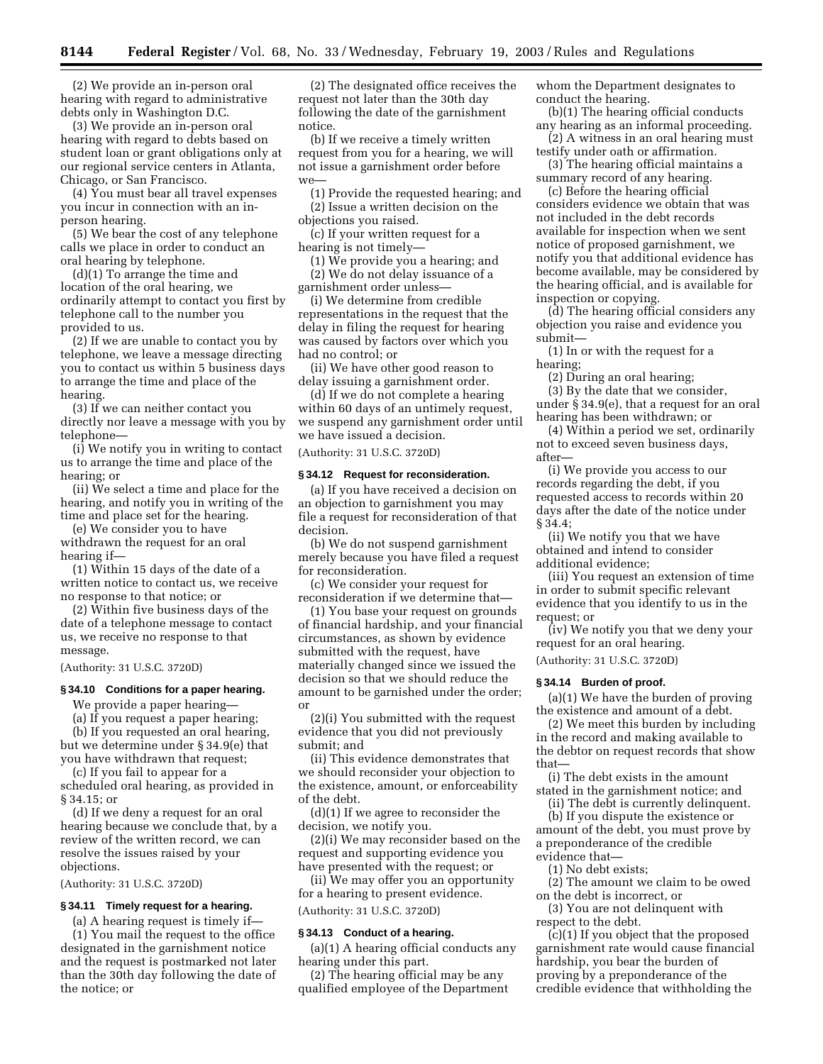(2) We provide an in-person oral hearing with regard to administrative debts only in Washington D.C.

(3) We provide an in-person oral hearing with regard to debts based on student loan or grant obligations only at our regional service centers in Atlanta, Chicago, or San Francisco.

(4) You must bear all travel expenses you incur in connection with an in-person hearing.

(5) We bear the cost of any telephone calls we place in order to conduct an oral hearing by telephone.

(d)(1) To arrange the time and location of the oral hearing, we ordinarily attempt to contact you first by telephone call to the number you provided to us.

(2) If we are unable to contact you by telephone, we leave a message directing you to contact us within 5 business days to arrange the time and place of the hearing.

(3) If we can neither contact you directly nor leave a message with you by telephone—

(i) We notify you in writing to contact us to arrange the time and place of the hearing; or

(ii) We select a time and place for the hearing, and notify you in writing of the time and place set for the hearing.

(e) We consider you to have withdrawn the request for an oral hearing if—

(1) Within 15 days of the date of a written notice to contact us, we receive no response to that notice; or

(2) Within five business days of the date of a telephone message to contact us, we receive no response to that message.

(Authority: 31 U.S.C. 3720D)

### § 34.10 Conditions for a paper hearing.

We provide a paper hearing—

(a) If you request a paper hearing;

(b) If you requested an oral hearing, but we determine under § 34.9(e) that you have withdrawn that request;

(c) If you fail to appear for a scheduled oral hearing, as provided in § 34.15; or

(d) If we deny a request for an oral hearing because we conclude that, by a review of the written record, we can resolve the issues raised by your objections.

(Authority: 31 U.S.C. 3720D)

### § 34.11 Timely request for a hearing.

(a) A hearing request is timely if—

(1) You mail the request to the office designated in the garnishment notice and the request is postmarked not later than the 30th day following the date of the notice; or

(2) The designated office receives the request not later than the 30th day following the date of the garnishment notice.

(b) If we receive a timely written request from you for a hearing, we will not issue a garnishment order before we—

(1) Provide the requested hearing; and

(2) Issue a written decision on the objections you raised.

(c) If your written request for a hearing is not timely—

(1) We provide you a hearing; and

(2) We do not delay issuance of a garnishment order unless—

(i) We determine from credible representations in the request that the delay in filing the request for hearing was caused by factors over which you had no control; or

(ii) We have other good reason to delay issuing a garnishment order.

(d) If we do not complete a hearing within 60 days of an untimely request, we suspend any garnishment order until we have issued a decision.

(Authority: 31 U.S.C. 3720D)

### § 34.12 Request for reconsideration.

(a) If you have received a decision on an objection to garnishment you may file a request for reconsideration of that decision.

(b) We do not suspend garnishment merely because you have filed a request for reconsideration.

(c) We consider your request for reconsideration if we determine that—

(1) You base your request on grounds of financial hardship, and your financial circumstances, as shown by evidence submitted with the request, have materially changed since we issued the decision so that we should reduce the amount to be garnished under the order; or

(2)(i) You submitted with the request evidence that you did not previously submit; and

(ii) This evidence demonstrates that we should reconsider your objection to the existence, amount, or enforceability of the debt.

(d)(1) If we agree to reconsider the decision, we notify you.

(2)(i) We may reconsider based on the request and supporting evidence you have presented with the request; or

(ii) We may offer you an opportunity for a hearing to present evidence.

(Authority: 31 U.S.C. 3720D)

### § 34.13 Conduct of a hearing.

(a)(1) A hearing official conducts any hearing under this part.

(2) The hearing official may be any qualified employee of the Department whom the Department designates to conduct the hearing.

(b)(1) The hearing official conducts any hearing as an informal proceeding.

(2) A witness in an oral hearing must testify under oath or affirmation.

(3) The hearing official maintains a summary record of any hearing.

(c) Before the hearing official considers evidence we obtain that was not included in the debt records available for inspection when we sent notice of proposed garnishment, we notify you that additional evidence has become available, may be considered by the hearing official, and is available for inspection or copying.

(d) The hearing official considers any objection you raise and evidence you submit—

(1) In or with the request for a hearing;

(2) During an oral hearing;

(3) By the date that we consider, under § 34.9(e), that a request for an oral hearing has been withdrawn; or

(4) Within a period we set, ordinarily not to exceed seven business days, after—

(i) We provide you access to our records regarding the debt, if you requested access to records within 20 days after the date of the notice under § 34.4;

(ii) We notify you that we have obtained and intend to consider additional evidence;

(iii) You request an extension of time in order to submit specific relevant evidence that you identify to us in the request; or

(iv) We notify you that we deny your request for an oral hearing.

(Authority: 31 U.S.C. 3720D)

### § 34.14 Burden of proof.

(a)(1) We have the burden of proving the existence and amount of a debt.

(2) We meet this burden by including in the record and making available to the debtor on request records that show that—

(i) The debt exists in the amount stated in the garnishment notice; and

(ii) The debt is currently delinquent.

(b) If you dispute the existence or amount of the debt, you must prove by a preponderance of the credible evidence that—

(1) No debt exists;

(2) The amount we claim to be owed on the debt is incorrect, or

(3) You are not delinquent with respect to the debt.

(c)(1) If you object that the proposed garnishment rate would cause financial hardship, you bear the burden of proving by a preponderance of the credible evidence that withholding the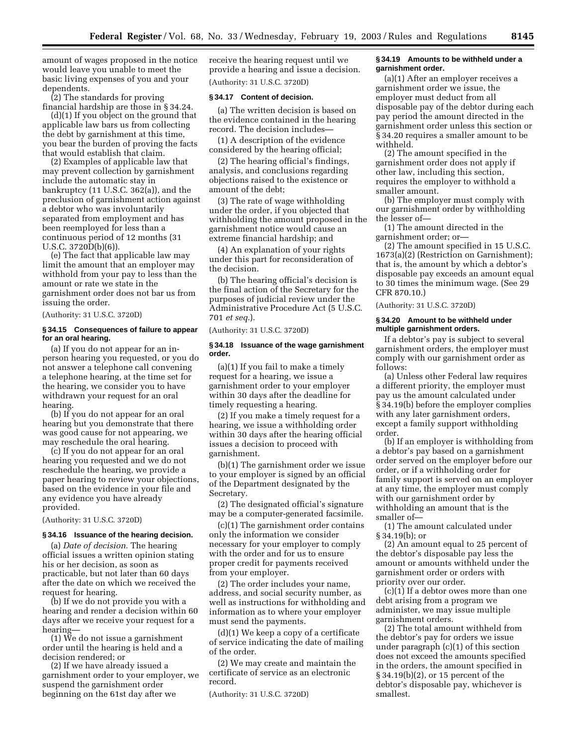amount of wages proposed in the notice would leave you unable to meet the basic living expenses of you and your dependents.

(2) The standards for proving financial hardship are those in § 34.24.

(d)(1) If you object on the ground that applicable law bars us from collecting the debt by garnishment at this time, you bear the burden of proving the facts that would establish that claim.

(2) Examples of applicable law that may prevent collection by garnishment include the automatic stay in bankruptcy (11 U.S.C. 362(a)), and the preclusion of garnishment action against a debtor who was involuntarily separated from employment and has been reemployed for less than a continuous period of 12 months (31 U.S.C. 3720D(b)(6)).

(e) The fact that applicable law may limit the amount that an employer may withhold from your pay to less than the amount or rate we state in the garnishment order does not bar us from issuing the order.

(Authority: 31 U.S.C. 3720D)

### § 34.15 Consequences of failure to appear for an oral hearing.

(a) If you do not appear for an in-person hearing you requested, or you do not answer a telephone call convening a telephone hearing, at the time set for the hearing, we consider you to have withdrawn your request for an oral hearing.

(b) If you do not appear for an oral hearing but you demonstrate that there was good cause for not appearing, we may reschedule the oral hearing.

(c) If you do not appear for an oral hearing you requested and we do not reschedule the hearing, we provide a paper hearing to review your objections, based on the evidence in your file and any evidence you have already provided.

(Authority: 31 U.S.C. 3720D)

### § 34.16 Issuance of the hearing decision.

(a) *Date of decision.* The hearing official issues a written opinion stating his or her decision, as soon as practicable, but not later than 60 days after the date on which we received the request for hearing.

(b) If we do not provide you with a hearing and render a decision within 60 days after we receive your request for a hearing—

(1) We do not issue a garnishment order until the hearing is held and a decision rendered; or

(2) If we have already issued a garnishment order to your employer, we suspend the garnishment order beginning on the 61st day after we receive the hearing request until we provide a hearing and issue a decision.

(Authority: 31 U.S.C. 3720D)

### § 34.17 Content of decision.

(a) The written decision is based on the evidence contained in the hearing record. The decision includes—

(1) A description of the evidence considered by the hearing official;

(2) The hearing official's findings, analysis, and conclusions regarding objections raised to the existence or amount of the debt;

(3) The rate of wage withholding under the order, if you objected that withholding the amount proposed in the garnishment notice would cause an extreme financial hardship; and

(4) An explanation of your rights under this part for reconsideration of the decision.

(b) The hearing official's decision is the final action of the Secretary for the purposes of judicial review under the Administrative Procedure Act (5 U.S.C. 701 *et seq.*).

(Authority: 31 U.S.C. 3720D)

### § 34.18 Issuance of the wage garnishment order.

(a)(1) If you fail to make a timely request for a hearing, we issue a garnishment order to your employer within 30 days after the deadline for timely requesting a hearing.

(2) If you make a timely request for a hearing, we issue a withholding order within 30 days after the hearing official issues a decision to proceed with garnishment.

(b)(1) The garnishment order we issue to your employer is signed by an official of the Department designated by the Secretary.

(2) The designated official's signature may be a computer-generated facsimile.

(c)(1) The garnishment order contains only the information we consider necessary for your employer to comply with the order and for us to ensure proper credit for payments received from your employer.

(2) The order includes your name, address, and social security number, as well as instructions for withholding and information as to where your employer must send the payments.

(d)(1) We keep a copy of a certificate of service indicating the date of mailing of the order.

(2) We may create and maintain the certificate of service as an electronic record.

(Authority: 31 U.S.C. 3720D)

### § 34.19 Amounts to be withheld under a garnishment order.

(a)(1) After an employer receives a garnishment order we issue, the employer must deduct from all disposable pay of the debtor during each pay period the amount directed in the garnishment order unless this section or § 34.20 requires a smaller amount to be withheld.

(2) The amount specified in the garnishment order does not apply if other law, including this section, requires the employer to withhold a smaller amount.

(b) The employer must comply with our garnishment order by withholding the lesser of—

(1) The amount directed in the garnishment order; or—

(2) The amount specified in 15 U.S.C. 1673(a)(2) (Restriction on Garnishment); that is, the amount by which a debtor's disposable pay exceeds an amount equal to 30 times the minimum wage. (See 29 CFR 870.10.)

(Authority: 31 U.S.C. 3720D)

### § 34.20 Amount to be withheld under multiple garnishment orders.

If a debtor's pay is subject to several garnishment orders, the employer must comply with our garnishment order as follows:

(a) Unless other Federal law requires a different priority, the employer must pay us the amount calculated under § 34.19(b) before the employer complies with any later garnishment orders, except a family support withholding order.

(b) If an employer is withholding from a debtor's pay based on a garnishment order served on the employer before our order, or if a withholding order for family support is served on an employer at any time, the employer must comply with our garnishment order by withholding an amount that is the smaller of—

(1) The amount calculated under § 34.19(b); or

(2) An amount equal to 25 percent of the debtor's disposable pay less the amount or amounts withheld under the garnishment order or orders with priority over our order.

(c)(1) If a debtor owes more than one debt arising from a program we administer, we may issue multiple garnishment orders.

(2) The total amount withheld from the debtor's pay for orders we issue under paragraph (c)(1) of this section does not exceed the amounts specified in the orders, the amount specified in § 34.19(b)(2), or 15 percent of the debtor's disposable pay, whichever is smallest.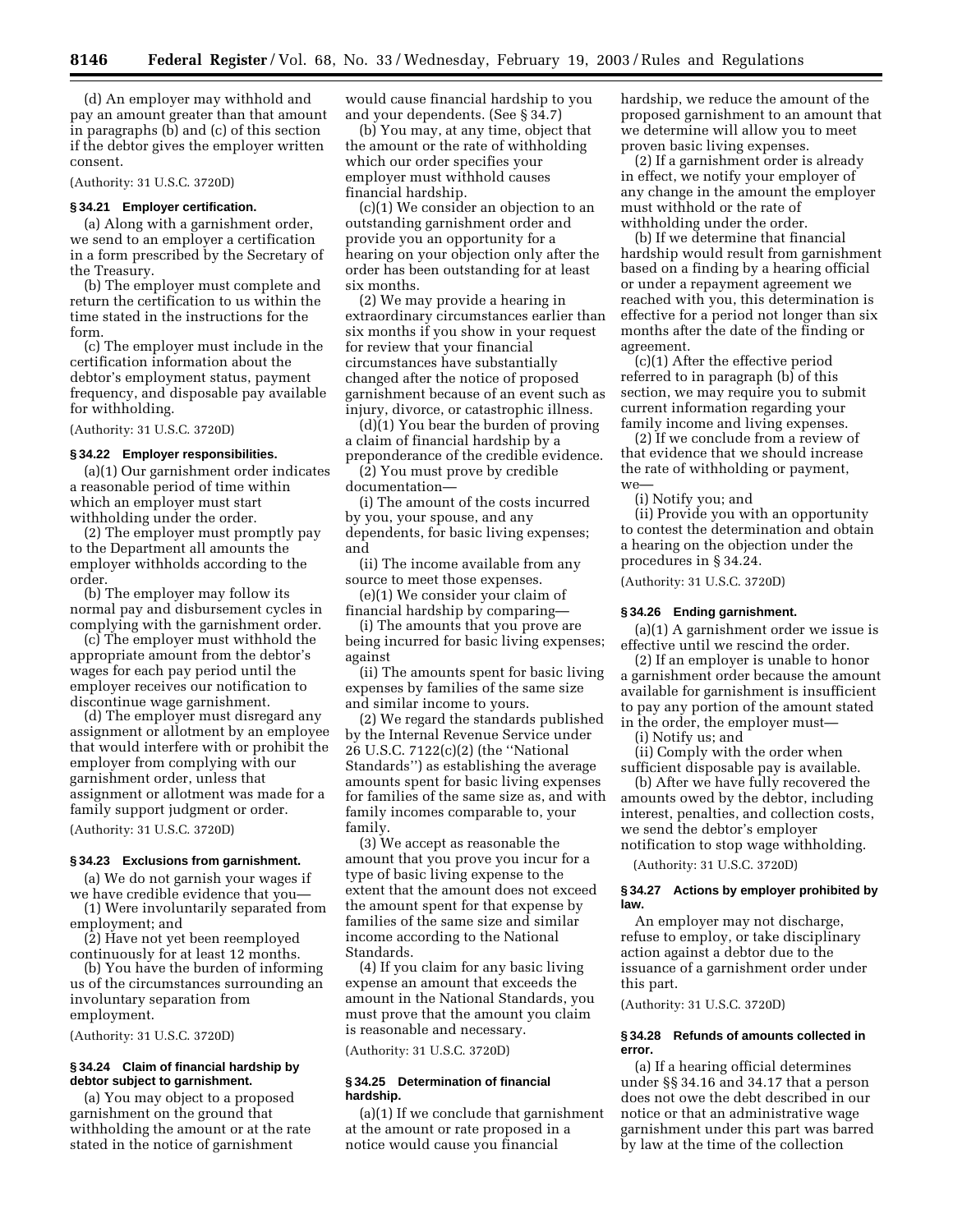(d) An employer may withhold and pay an amount greater than that amount in paragraphs (b) and (c) of this section if the debtor gives the employer written consent.

(Authority: 31 U.S.C. 3720D)

### § 34.21 Employer certification.

(a) Along with a garnishment order, we send to an employer a certification in a form prescribed by the Secretary of the Treasury.

(b) The employer must complete and return the certification to us within the time stated in the instructions for the form.

(c) The employer must include in the certification information about the debtor's employment status, payment frequency, and disposable pay available for withholding.

(Authority: 31 U.S.C. 3720D)

### § 34.22 Employer responsibilities.

(a)(1) Our garnishment order indicates a reasonable period of time within which an employer must start withholding under the order.

(2) The employer must promptly pay to the Department all amounts the employer withholds according to the order.

(b) The employer may follow its normal pay and disbursement cycles in complying with the garnishment order.

(c) The employer must withhold the appropriate amount from the debtor's wages for each pay period until the employer receives our notification to discontinue wage garnishment.

(d) The employer must disregard any assignment or allotment by an employee that would interfere with or prohibit the employer from complying with our garnishment order, unless that assignment or allotment was made for a family support judgment or order.

(Authority: 31 U.S.C. 3720D)

### § 34.23 Exclusions from garnishment.

(a) We do not garnish your wages if we have credible evidence that you—

(1) Were involuntarily separated from employment; and

(2) Have not yet been reemployed continuously for at least 12 months.

(b) You have the burden of informing us of the circumstances surrounding an involuntary separation from employment.

(Authority: 31 U.S.C. 3720D)

### § 34.24 Claim of financial hardship by debtor subject to garnishment.

(a) You may object to a proposed garnishment on the ground that withholding the amount or at the rate stated in the notice of garnishment would cause financial hardship to you and your dependents. (See § 34.7)

(b) You may, at any time, object that the amount or the rate of withholding which our order specifies your employer must withhold causes financial hardship.

(c)(1) We consider an objection to an outstanding garnishment order and provide you an opportunity for a hearing on your objection only after the order has been outstanding for at least six months.

(2) We may provide a hearing in extraordinary circumstances earlier than six months if you show in your request for review that your financial circumstances have substantially changed after the notice of proposed garnishment because of an event such as injury, divorce, or catastrophic illness.

(d)(1) You bear the burden of proving a claim of financial hardship by a preponderance of the credible evidence.

(2) You must prove by credible documentation—

(i) The amount of the costs incurred by you, your spouse, and any dependents, for basic living expenses; and

(ii) The income available from any source to meet those expenses.

(e)(1) We consider your claim of financial hardship by comparing—

(i) The amounts that you prove are being incurred for basic living expenses; against

(ii) The amounts spent for basic living expenses by families of the same size and similar income to yours.

(2) We regard the standards published by the Internal Revenue Service under 26 U.S.C. 7122(c)(2) (the ''National Standards'') as establishing the average amounts spent for basic living expenses for families of the same size as, and with family incomes comparable to, your family.

(3) We accept as reasonable the amount that you prove you incur for a type of basic living expense to the extent that the amount does not exceed the amount spent for that expense by families of the same size and similar income according to the National Standards.

(4) If you claim for any basic living expense an amount that exceeds the amount in the National Standards, you must prove that the amount you claim is reasonable and necessary.

(Authority: 31 U.S.C. 3720D)

### § 34.25 Determination of financial hardship.

(a)(1) If we conclude that garnishment at the amount or rate proposed in a notice would cause you financial hardship, we reduce the amount of the proposed garnishment to an amount that we determine will allow you to meet proven basic living expenses.

(2) If a garnishment order is already in effect, we notify your employer of any change in the amount the employer must withhold or the rate of withholding under the order.

(b) If we determine that financial hardship would result from garnishment based on a finding by a hearing official or under a repayment agreement we reached with you, this determination is effective for a period not longer than six months after the date of the finding or agreement.

(c)(1) After the effective period referred to in paragraph (b) of this section, we may require you to submit current information regarding your family income and living expenses.

(2) If we conclude from a review of that evidence that we should increase the rate of withholding or payment, we—

(i) Notify you; and

(ii) Provide you with an opportunity to contest the determination and obtain a hearing on the objection under the procedures in § 34.24.

(Authority: 31 U.S.C. 3720D)

### § 34.26 Ending garnishment.

(a)(1) A garnishment order we issue is effective until we rescind the order.

(2) If an employer is unable to honor a garnishment order because the amount available for garnishment is insufficient to pay any portion of the amount stated in the order, the employer must—

(i) Notify us; and

(ii) Comply with the order when sufficient disposable pay is available.

(b) After we have fully recovered the amounts owed by the debtor, including interest, penalties, and collection costs, we send the debtor's employer notification to stop wage withholding.

(Authority: 31 U.S.C. 3720D)

### § 34.27 Actions by employer prohibited by law.

An employer may not discharge, refuse to employ, or take disciplinary action against a debtor due to the issuance of a garnishment order under this part.

(Authority: 31 U.S.C. 3720D)

### § 34.28 Refunds of amounts collected in error.

(a) If a hearing official determines under §§ 34.16 and 34.17 that a person does not owe the debt described in our notice or that an administrative wage garnishment under this part was barred by law at the time of the collection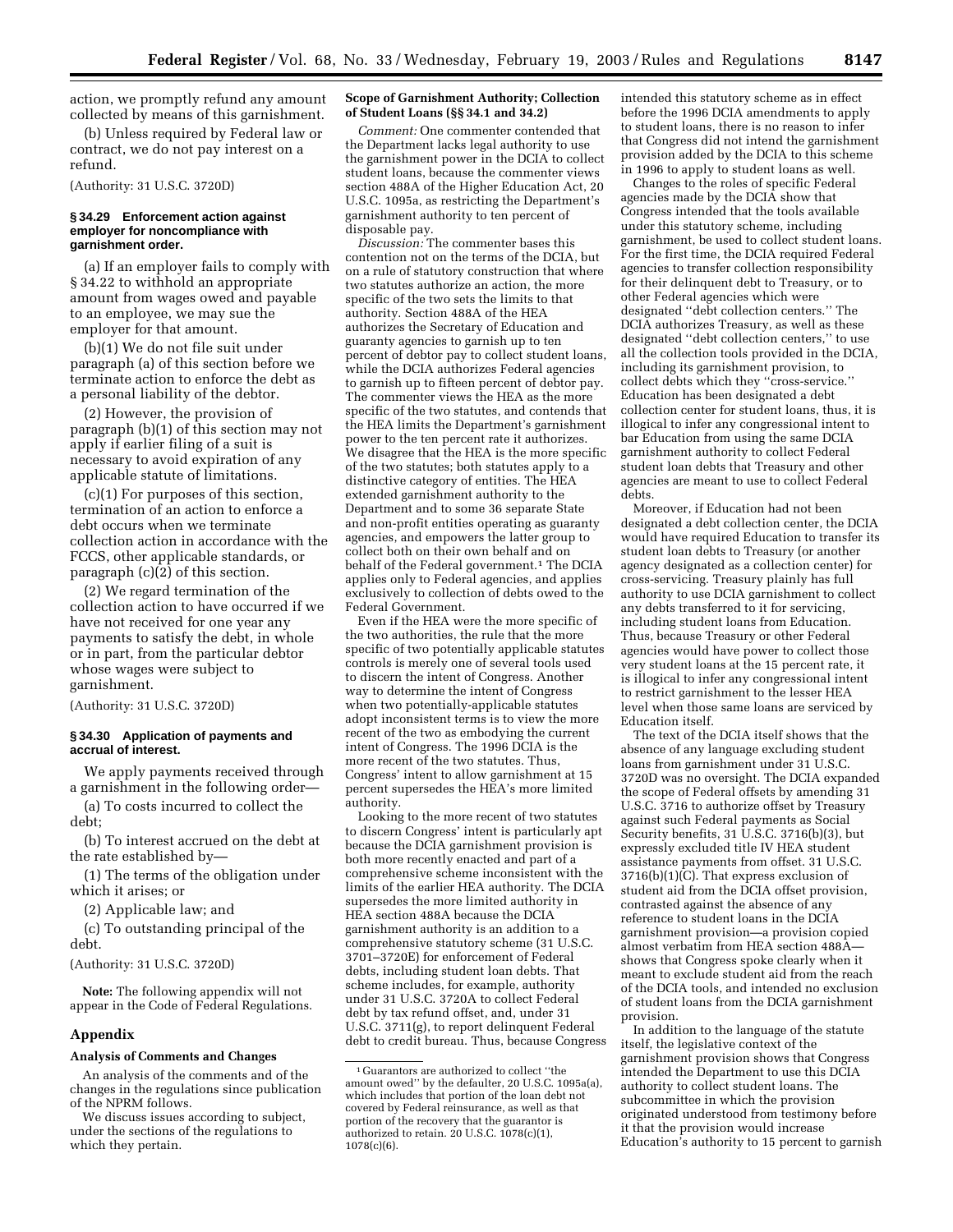action, we promptly refund any amount collected by means of this garnishment.

(b) Unless required by Federal law or contract, we do not pay interest on a refund.

(Authority: 31 U.S.C. 3720D)

### § 34.29 Enforcement action against employer for noncompliance with garnishment order.

(a) If an employer fails to comply with § 34.22 to withhold an appropriate amount from wages owed and payable to an employee, we may sue the employer for that amount.

(b)(1) We do not file suit under paragraph (a) of this section before we terminate action to enforce the debt as a personal liability of the debtor.

(2) However, the provision of paragraph (b)(1) of this section may not apply if earlier filing of a suit is necessary to avoid expiration of any applicable statute of limitations.

(c)(1) For purposes of this section, termination of an action to enforce a debt occurs when we terminate collection action in accordance with the FCCS, other applicable standards, or paragraph (c)(2) of this section.

(2) We regard termination of the collection action to have occurred if we have not received for one year any payments to satisfy the debt, in whole or in part, from the particular debtor whose wages were subject to garnishment.

(Authority: 31 U.S.C. 3720D)

### § 34.30 Application of payments and accrual of interest.

We apply payments received through a garnishment in the following order—

(a) To costs incurred to collect the debt;

(b) To interest accrued on the debt at the rate established by—

(1) The terms of the obligation under which it arises; or

(2) Applicable law; and

(c) To outstanding principal of the debt.

(Authority: 31 U.S.C. 3720D)

**Note:** The following appendix will not appear in the Code of Federal Regulations.

## Appendix

### Analysis of Comments and Changes

An analysis of the comments and of the changes in the regulations since publication of the NPRM follows.

We discuss issues according to subject, under the sections of the regulations to which they pertain.

#### Scope of Garnishment Authority; Collection of Student Loans (§§ 34.1 and 34.2)

*Comment:* One commenter contended that the Department lacks legal authority to use the garnishment power in the DCIA to collect student loans, because the commenter views section 488A of the Higher Education Act, 20 U.S.C. 1095a, as restricting the Department's garnishment authority to ten percent of disposable pay.

*Discussion:* The commenter bases this contention not on the terms of the DCIA, but on a rule of statutory construction that where two statutes authorize an action, the more specific of the two sets the limits to that authority. Section 488A of the HEA authorizes the Secretary of Education and guaranty agencies to garnish up to ten percent of debtor pay to collect student loans, while the DCIA authorizes Federal agencies to garnish up to fifteen percent of debtor pay. The commenter views the HEA as the more specific of the two statutes, and contends that the HEA limits the Department's garnishment power to the ten percent rate it authorizes. We disagree that the HEA is the more specific of the two statutes; both statutes apply to a distinctive category of entities. The HEA extended garnishment authority to the Department and to some 36 separate State and non-profit entities operating as guaranty agencies, and empowers the latter group to collect both on their own behalf and on behalf of the Federal government.[1] The DCIA applies only to Federal agencies, and applies exclusively to collection of debts owed to the Federal Government.

Even if the HEA were the more specific of the two authorities, the rule that the more specific of two potentially applicable statutes controls is merely one of several tools used to discern the intent of Congress. Another way to determine the intent of Congress when two potentially-applicable statutes adopt inconsistent terms is to view the more recent of the two as embodying the current intent of Congress. The 1996 DCIA is the more recent of the two statutes. Thus, Congress' intent to allow garnishment at 15 percent supersedes the HEA's more limited authority.

Looking to the more recent of two statutes to discern Congress' intent is particularly apt because the DCIA garnishment provision is both more recently enacted and part of a comprehensive scheme inconsistent with the limits of the earlier HEA authority. The DCIA supersedes the more limited authority in HEA section 488A because the DCIA garnishment authority is an addition to a comprehensive statutory scheme (31 U.S.C. 3701–3720E) for enforcement of Federal debts, including student loan debts. That scheme includes, for example, authority under 31 U.S.C. 3720A to collect Federal debt by tax refund offset, and, under 31 U.S.C. 3711(g), to report delinquent Federal debt to credit bureau. Thus, because Congress intended this statutory scheme as in effect before the 1996 DCIA amendments to apply to student loans, there is no reason to infer that Congress did not intend the garnishment provision added by the DCIA to this scheme in 1996 to apply to student loans as well.

Changes to the roles of specific Federal agencies made by the DCIA show that Congress intended that the tools available under this statutory scheme, including garnishment, be used to collect student loans. For the first time, the DCIA required Federal agencies to transfer collection responsibility for their delinquent debt to Treasury, or to other Federal agencies which were designated "debt collection centers." The DCIA authorizes Treasury, as well as these designated "debt collection centers," to use all the collection tools provided in the DCIA, including its garnishment provision, to collect debts which they "cross-service." Education has been designated a debt collection center for student loans, thus, it is illogical to infer any congressional intent to bar Education from using the same DCIA garnishment authority to collect Federal student loan debts that Treasury and other agencies are meant to use to collect Federal debts.

Moreover, if Education had not been designated a debt collection center, the DCIA would have required Education to transfer its student loan debts to Treasury (or another agency designated as a collection center) for cross-servicing. Treasury plainly has full authority to use DCIA garnishment to collect any debts transferred to it for servicing, including student loans from Education. Thus, because Treasury or other Federal agencies would have power to collect those very student loans at the 15 percent rate, it is illogical to infer any congressional intent to restrict garnishment to the lesser HEA level when those same loans are serviced by Education itself.

The text of the DCIA itself shows that the absence of any language excluding student loans from garnishment under 31 U.S.C. 3720D was no oversight. The DCIA expanded the scope of Federal offsets by amending 31 U.S.C. 3716 to authorize offset by Treasury against such Federal payments as Social Security benefits, 31 U.S.C. 3716(b)(3), but expressly excluded title IV HEA student assistance payments from offset. 31 U.S.C. 3716(b)(1)(C). That express exclusion of student aid from the DCIA offset provision, contrasted against the absence of any reference to student loans in the DCIA garnishment provision—a provision copied almost verbatim from HEA section 488A—shows that Congress spoke clearly when it meant to exclude student aid from the reach of the DCIA tools, and intended no exclusion of student loans from the DCIA garnishment provision.

In addition to the language of the statute itself, the legislative context of the garnishment provision shows that Congress intended the Department to use this DCIA authority to collect student loans. The subcommittee in which the provision originated understood from testimony before it that the provision would increase Education's authority to 15 percent to garnish

---

[1] Guarantors are authorized to collect "the amount owed" by the defaulter, 20 U.S.C. 1095a(a), which includes that portion of the loan debt not covered by Federal reinsurance, as well as that portion of the recovery that the guarantor is authorized to retain. 20 U.S.C. 1078(c)(1), 1078(c)(6).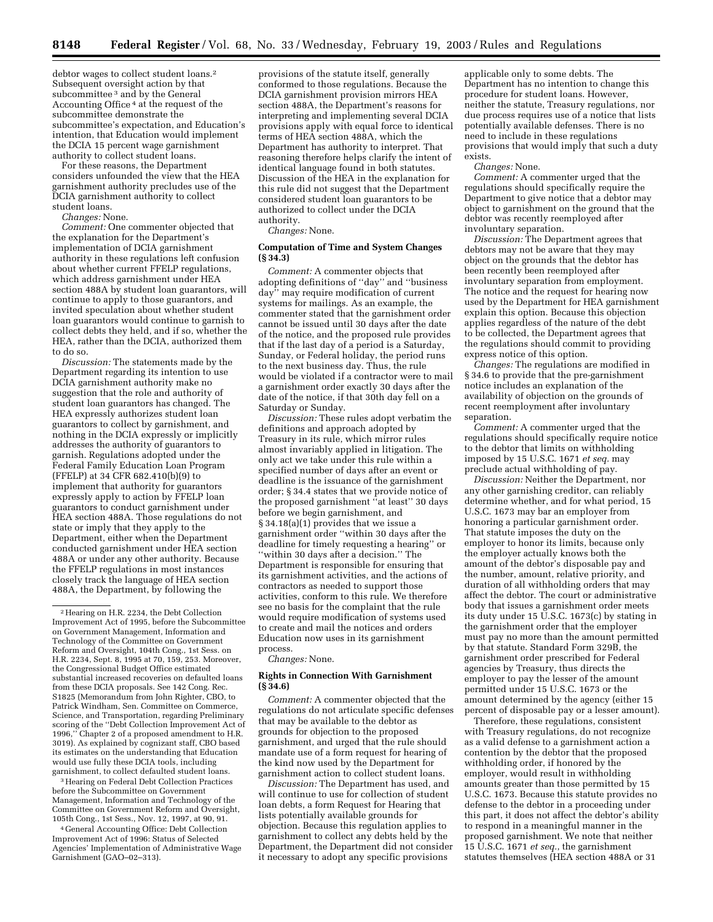debtor wages to collect student loans.[2] Subsequent oversight action by that subcommittee [3] and by the General Accounting Office [4] at the request of the subcommittee demonstrate the subcommittee's expectation, and Education's intention, that Education would implement the DCIA 15 percent wage garnishment authority to collect student loans.

For these reasons, the Department considers unfounded the view that the HEA garnishment authority precludes use of the DCIA garnishment authority to collect student loans.

*Changes:* None.

*Comment:* One commenter objected that the explanation for the Department's implementation of DCIA garnishment authority in these regulations left confusion about whether current FFELP regulations, which address garnishment under HEA section 488A by student loan guarantors, will continue to apply to those guarantors, and invited speculation about whether student loan guarantors would continue to garnish to collect debts they held, and if so, whether the HEA, rather than the DCIA, authorized them to do so.

*Discussion:* The statements made by the Department regarding its intention to use DCIA garnishment authority make no suggestion that the role and authority of student loan guarantors has changed. The HEA expressly authorizes student loan guarantors to collect by garnishment, and nothing in the DCIA expressly or implicitly addresses the authority of guarantors to garnish. Regulations adopted under the Federal Family Education Loan Program (FFELP) at 34 CFR 682.410(b)(9) to implement that authority for guarantors expressly apply to action by FFELP loan guarantors to conduct garnishment under HEA section 488A. Those regulations do not state or imply that they apply to the Department, either when the Department conducted garnishment under HEA section 488A or under any other authority. Because the FFELP regulations in most instances closely track the language of HEA section 488A, the Department, by following the provisions of the statute itself, generally conformed to those regulations. Because the DCIA garnishment provision mirrors HEA section 488A, the Department's reasons for interpreting and implementing several DCIA provisions apply with equal force to identical terms of HEA section 488A, which the Department has authority to interpret. That reasoning therefore helps clarify the intent of identical language found in both statutes. Discussion of the HEA in the explanation for this rule did not suggest that the Department considered student loan guarantors to be authorized to collect under the DCIA authority.

*Changes:* None.

**Computation of Time and System Changes (§ 34.3)**

*Comment:* A commenter objects that adopting definitions of "day" and "business day" may require modification of current systems for mailings. As an example, the commenter stated that the garnishment order cannot be issued until 30 days after the date of the notice, and the proposed rule provides that if the last day of a period is a Saturday, Sunday, or Federal holiday, the period runs to the next business day. Thus, the rule would be violated if a contractor were to mail a garnishment order exactly 30 days after the date of the notice, if that 30th day fell on a Saturday or Sunday.

*Discussion:* These rules adopt verbatim the definitions and approach adopted by Treasury in its rule, which mirror rules almost invariably applied in litigation. The only act we take under this rule within a specified number of days after an event or deadline is the issuance of the garnishment order; § 34.4 states that we provide notice of the proposed garnishment "at least" 30 days before we begin garnishment, and § 34.18(a)(1) provides that we issue a garnishment order "within 30 days after the deadline for timely requesting a hearing" or "within 30 days after a decision." The Department is responsible for ensuring that its garnishment activities, and the actions of contractors as needed to support those activities, conform to this rule. We therefore see no basis for the complaint that the rule would require modification of systems used to create and mail the notices and orders Education now uses in its garnishment process.

*Changes:* None.

**Rights in Connection With Garnishment (§ 34.6)**

*Comment:* A commenter objected that the regulations do not articulate specific defenses that may be available to the debtor as grounds for objection to the proposed garnishment, and urged that the rule should mandate use of a form request for hearing of the kind now used by the Department for garnishment action to collect student loans.

*Discussion:* The Department has used, and will continue to use for collection of student loan debts, a form Request for Hearing that lists potentially available grounds for objection. Because this regulation applies to garnishment to collect any debts held by the Department, the Department did not consider it necessary to adopt any specific provisions applicable only to some debts. The Department has no intention to change this procedure for student loans. However, neither the statute, Treasury regulations, nor due process requires use of a notice that lists potentially available defenses. There is no need to include in these regulations provisions that would imply that such a duty exists.

*Changes:* None.

*Comment:* A commenter urged that the regulations should specifically require the Department to give notice that a debtor may object to garnishment on the ground that the debtor was recently reemployed after involuntary separation.

*Discussion:* The Department agrees that debtors may not be aware that they may object on the grounds that the debtor has been recently been reemployed after involuntary separation from employment. The notice and the request for hearing now used by the Department for HEA garnishment explain this option. Because this objection applies regardless of the nature of the debt to be collected, the Department agrees that the regulations should commit to providing express notice of this option.

*Changes:* The regulations are modified in § 34.6 to provide that the pre-garnishment notice includes an explanation of the availability of objection on the grounds of recent reemployment after involuntary separation.

*Comment:* A commenter urged that the regulations should specifically require notice to the debtor that limits on withholding imposed by 15 U.S.C. 1671 *et seq.* may preclude actual withholding of pay.

*Discussion:* Neither the Department, nor any other garnishing creditor, can reliably determine whether, and for what period, 15 U.S.C. 1673 may bar an employer from honoring a particular garnishment order. That statute imposes the duty on the employer to honor its limits, because only the employer actually knows both the amount of the debtor's disposable pay and the number, amount, relative priority, and duration of all withholding orders that may affect the debtor. The court or administrative body that issues a garnishment order meets its duty under 15 U.S.C. 1673(c) by stating in the garnishment order that the employer must pay no more than the amount permitted by that statute. Standard Form 329B, the garnishment order prescribed for Federal agencies by Treasury, thus directs the employer to pay the lesser of the amount permitted under 15 U.S.C. 1673 or the amount determined by the agency (either 15 percent of disposable pay or a lesser amount).

Therefore, these regulations, consistent with Treasury regulations, do not recognize as a valid defense to a garnishment action a contention by the debtor that the proposed withholding order, if honored by the employer, would result in withholding amounts greater than those permitted by 15 U.S.C. 1673. Because this statute provides no defense to the debtor in a proceeding under this part, it does not affect the debtor's ability to respond in a meaningful manner in the proposed garnishment. We note that neither 15 U.S.C. 1671 *et seq.*, the garnishment statutes themselves (HEA section 488A or 31

---

[2] Hearing on H.R. 2234, the Debt Collection Improvement Act of 1995, before the Subcommittee on Government Management, Information and Technology of the Committee on Government Reform and Oversight, 104th Cong., 1st Sess. on H.R. 2234, Sept. 8, 1995 at 70, 159, 253. Moreover, the Congressional Budget Office estimated substantial increased recoveries on defaulted loans from these DCIA proposals. See 142 Cong. Rec. S1825 (Memorandum from John Righter, CBO, to Patrick Windham, Sen. Committee on Commerce, Science, and Transportation, regarding Preliminary scoring of the "Debt Collection Improvement Act of 1996," Chapter 2 of a proposed amendment to H.R. 3019). As explained by cognizant staff, CBO based its estimates on the understanding that Education would use fully these DCIA tools, including garnishment, to collect defaulted student loans.

[3] Hearing on Federal Debt Collection Practices before the Subcommittee on Government Management, Information and Technology of the Committee on Government Reform and Oversight, 105th Cong., 1st Sess., Nov. 12, 1997, at 90, 91.

[4] General Accounting Office: Debt Collection Improvement Act of 1996: Status of Selected Agencies' Implementation of Administrative Wage Garnishment (GAO–02–313).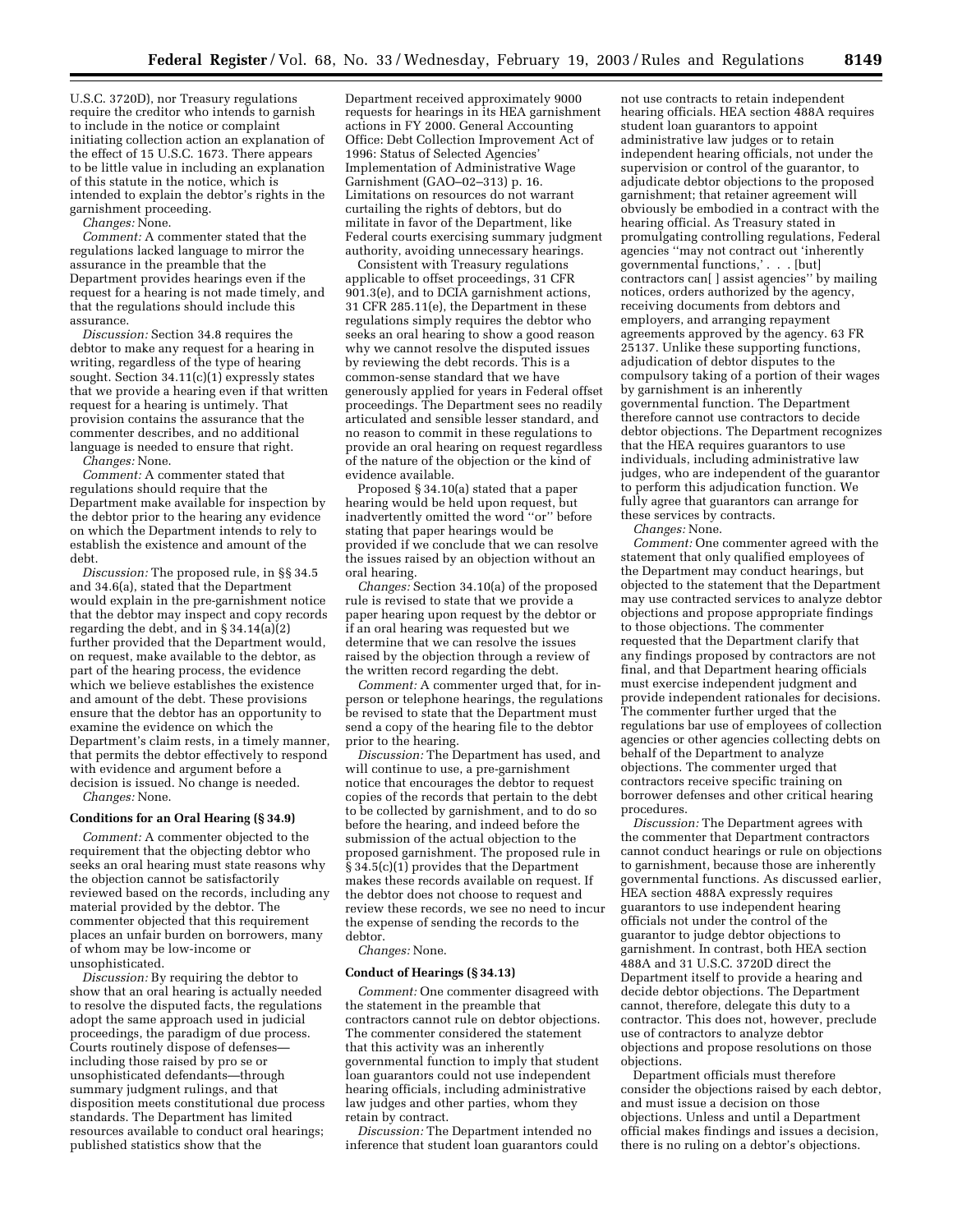U.S.C. 3720D), nor Treasury regulations require the creditor who intends to garnish to include in the notice or complaint initiating collection action an explanation of the effect of 15 U.S.C. 1673. There appears to be little value in including an explanation of this statute in the notice, which is intended to explain the debtor's rights in the garnishment proceeding.

*Changes:* None.

*Comment:* A commenter stated that the regulations lacked language to mirror the assurance in the preamble that the Department provides hearings even if the request for a hearing is not made timely, and that the regulations should include this assurance.

*Discussion:* Section 34.8 requires the debtor to make any request for a hearing in writing, regardless of the type of hearing sought. Section 34.11(c)(1) expressly states that we provide a hearing even if that written request for a hearing is untimely. That provision contains the assurance that the commenter describes, and no additional language is needed to ensure that right.

*Changes:* None.

*Comment:* A commenter stated that regulations should require that the Department make available for inspection by the debtor prior to the hearing any evidence on which the Department intends to rely to establish the existence and amount of the debt.

*Discussion:* The proposed rule, in §§ 34.5 and 34.6(a), stated that the Department would explain in the pre-garnishment notice that the debtor may inspect and copy records regarding the debt, and in § 34.14(a)(2) further provided that the Department would, on request, make available to the debtor, as part of the hearing process, the evidence which we believe establishes the existence and amount of the debt. These provisions ensure that the debtor has an opportunity to examine the evidence on which the Department's claim rests, in a timely manner, that permits the debtor effectively to respond with evidence and argument before a decision is issued. No change is needed.

*Changes:* None.

**Conditions for an Oral Hearing (§ 34.9)**

*Comment:* A commenter objected to the requirement that the objecting debtor who seeks an oral hearing must state reasons why the objection cannot be satisfactorily reviewed based on the records, including any material provided by the debtor. The commenter objected that this requirement places an unfair burden on borrowers, many of whom may be low-income or unsophisticated.

*Discussion:* By requiring the debtor to show that an oral hearing is actually needed to resolve the disputed facts, the regulations adopt the same approach used in judicial proceedings, the paradigm of due process. Courts routinely dispose of defenses—including those raised by pro se or unsophisticated defendants—through summary judgment rulings, and that disposition meets constitutional due process standards. The Department has limited resources available to conduct oral hearings; published statistics show that the Department received approximately 9000 requests for hearings in its HEA garnishment actions in FY 2000. General Accounting Office: Debt Collection Improvement Act of 1996: Status of Selected Agencies' Implementation of Administrative Wage Garnishment (GAO–02–313) p. 16. Limitations on resources do not warrant curtailing the rights of debtors, but do militate in favor of the Department, like Federal courts exercising summary judgment authority, avoiding unnecessary hearings.

Consistent with Treasury regulations applicable to offset proceedings, 31 CFR 901.3(e), and to DCIA garnishment actions, 31 CFR 285.11(e), the Department in these regulations simply requires the debtor who seeks an oral hearing to show a good reason why we cannot resolve the disputed issues by reviewing the debt records. This is a common-sense standard that we have generously applied for years in Federal offset proceedings. The Department sees no readily articulated and sensible lesser standard, and no reason to commit in these regulations to provide an oral hearing on request regardless of the nature of the objection or the kind of evidence available.

Proposed § 34.10(a) stated that a paper hearing would be held upon request, but inadvertently omitted the word "or" before stating that paper hearings would be provided if we conclude that we can resolve the issues raised by an objection without an oral hearing.

*Changes:* Section 34.10(a) of the proposed rule is revised to state that we provide a paper hearing upon request by the debtor or if an oral hearing was requested but we determine that we can resolve the issues raised by the objection through a review of the written record regarding the debt.

*Comment:* A commenter urged that, for in-person or telephone hearings, the regulations be revised to state that the Department must send a copy of the hearing file to the debtor prior to the hearing.

*Discussion:* The Department has used, and will continue to use, a pre-garnishment notice that encourages the debtor to request copies of the records that pertain to the debt to be collected by garnishment, and to do so before the hearing, and indeed before the submission of the actual objection to the proposed garnishment. The proposed rule in § 34.5(c)(1) provides that the Department makes these records available on request. If the debtor does not choose to request and review these records, we see no need to incur the expense of sending the records to the debtor.

*Changes:* None.

**Conduct of Hearings (§ 34.13)**

*Comment:* One commenter disagreed with the statement in the preamble that contractors cannot rule on debtor objections. The commenter considered the statement that this activity was an inherently governmental function to imply that student loan guarantors could not use independent hearing officials, including administrative law judges and other parties, whom they retain by contract.

*Discussion:* The Department intended no inference that student loan guarantors could not use contracts to retain independent hearing officials. HEA section 488A requires student loan guarantors to appoint administrative law judges or to retain independent hearing officials, not under the supervision or control of the guarantor, to adjudicate debtor objections to the proposed garnishment; that retainer agreement will obviously be embodied in a contract with the hearing official. As Treasury stated in promulgating controlling regulations, Federal agencies "may not contract out 'inherently governmental functions,' . . . [but] contractors can[ ] assist agencies" by mailing notices, orders authorized by the agency, receiving documents from debtors and employers, and arranging repayment agreements approved by the agency. 63 FR 25137. Unlike these supporting functions, adjudication of debtor disputes to the compulsory taking of a portion of their wages by garnishment is an inherently governmental function. The Department therefore cannot use contractors to decide debtor objections. The Department recognizes that the HEA requires guarantors to use individuals, including administrative law judges, who are independent of the guarantor to perform this adjudication function. We fully agree that guarantors can arrange for these services by contracts.

*Changes:* None.

*Comment:* One commenter agreed with the statement that only qualified employees of the Department may conduct hearings, but objected to the statement that the Department may use contracted services to analyze debtor objections and propose appropriate findings to those objections. The commenter requested that the Department clarify that any findings proposed by contractors are not final, and that Department hearing officials must exercise independent judgment and provide independent rationales for decisions. The commenter further urged that the regulations bar use of employees of collection agencies or other agencies collecting debts on behalf of the Department to analyze objections. The commenter urged that contractors receive specific training on borrower defenses and other critical hearing procedures.

*Discussion:* The Department agrees with the commenter that Department contractors cannot conduct hearings or rule on objections to garnishment, because those are inherently governmental functions. As discussed earlier, HEA section 488A expressly requires guarantors to use independent hearing officials not under the control of the guarantor to judge debtor objections to garnishment. In contrast, both HEA section 488A and 31 U.S.C. 3720D direct the Department itself to provide a hearing and decide debtor objections. The Department cannot, therefore, delegate this duty to a contractor. This does not, however, preclude use of contractors to analyze debtor objections and propose resolutions on those objections.

Department officials must therefore consider the objections raised by each debtor, and must issue a decision on those objections. Unless and until a Department official makes findings and issues a decision, there is no ruling on a debtor's objections.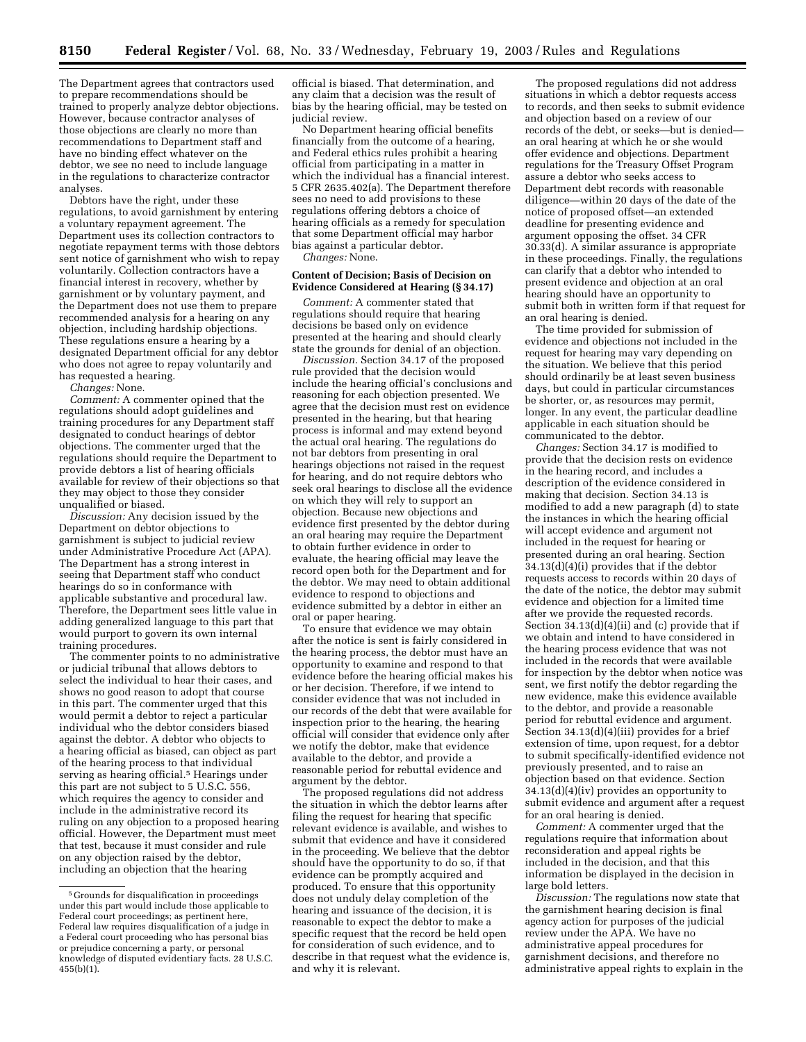The Department agrees that contractors used to prepare recommendations should be trained to properly analyze debtor objections. However, because contractor analyses of those objections are clearly no more than recommendations to Department staff and have no binding effect whatever on the debtor, we see no need to include language in the regulations to characterize contractor analyses.

Debtors have the right, under these regulations, to avoid garnishment by entering a voluntary repayment agreement. The Department uses its collection contractors to negotiate repayment terms with those debtors sent notice of garnishment who wish to repay voluntarily. Collection contractors have a financial interest in recovery, whether by garnishment or by voluntary payment, and the Department does not use them to prepare recommended analysis for a hearing on any objection, including hardship objections. These regulations ensure a hearing by a designated Department official for any debtor who does not agree to repay voluntarily and has requested a hearing.

*Changes:* None.

*Comment:* A commenter opined that the regulations should adopt guidelines and training procedures for any Department staff designated to conduct hearings of debtor objections. The commenter urged that the regulations should require the Department to provide debtors a list of hearing officials available for review of their objections so that they may object to those they consider unqualified or biased.

*Discussion:* Any decision issued by the Department on debtor objections to garnishment is subject to judicial review under Administrative Procedure Act (APA). The Department has a strong interest in seeing that Department staff who conduct hearings do so in conformance with applicable substantive and procedural law. Therefore, the Department sees little value in adding generalized language to this part that would purport to govern its own internal training procedures.

The commenter points to no administrative or judicial tribunal that allows debtors to select the individual to hear their cases, and shows no good reason to adopt that course in this part. The commenter urged that this would permit a debtor to reject a particular individual who the debtor considers biased against the debtor. A debtor who objects to a hearing official as biased, can object as part of the hearing process to that individual serving as hearing official.[5] Hearings under this part are not subject to 5 U.S.C. 556, which requires the agency to consider and include in the administrative record its ruling on any objection to a proposed hearing official. However, the Department must meet that test, because it must consider and rule on any objection raised by the debtor, including an objection that the hearing official is biased. That determination, and any claim that a decision was the result of bias by the hearing official, may be tested on judicial review.

No Department hearing official benefits financially from the outcome of a hearing, and Federal ethics rules prohibit a hearing official from participating in a matter in which the individual has a financial interest. 5 CFR 2635.402(a). The Department therefore sees no need to add provisions to these regulations offering debtors a choice of hearing officials as a remedy for speculation that some Department official may harbor bias against a particular debtor.

*Changes:* None.

**Content of Decision; Basis of Decision on Evidence Considered at Hearing (§ 34.17)**

*Comment:* A commenter stated that regulations should require that hearing decisions be based only on evidence presented at the hearing and should clearly state the grounds for denial of an objection.

*Discussion.* Section 34.17 of the proposed rule provided that the decision would include the hearing official's conclusions and reasoning for each objection presented. We agree that the decision must rest on evidence presented in the hearing, but that hearing process is informal and may extend beyond the actual oral hearing. The regulations do not bar debtors from presenting in oral hearings objections not raised in the request for hearing, and do not require debtors who seek oral hearings to disclose all the evidence on which they will rely to support an objection. Because new objections and evidence first presented by the debtor during an oral hearing may require the Department to obtain further evidence in order to evaluate, the hearing official may leave the record open both for the Department and for the debtor. We may need to obtain additional evidence to respond to objections and evidence submitted by a debtor in either an oral or paper hearing.

To ensure that evidence we may obtain after the notice is sent is fairly considered in the hearing process, the debtor must have an opportunity to examine and respond to that evidence before the hearing official makes his or her decision. Therefore, if we intend to consider evidence that was not included in our records of the debt that were available for inspection prior to the hearing, the hearing official will consider that evidence only after we notify the debtor, make that evidence available to the debtor, and provide a reasonable period for rebuttal evidence and argument by the debtor.

The proposed regulations did not address the situation in which the debtor learns after filing the request for hearing that specific relevant evidence is available, and wishes to submit that evidence and have it considered in the proceeding. We believe that the debtor should have the opportunity to do so, if that evidence can be promptly acquired and produced. To ensure that this opportunity does not unduly delay completion of the hearing and issuance of the decision, it is reasonable to expect the debtor to make a specific request that the record be held open for consideration of such evidence, and to describe in that request what the evidence is, and why it is relevant.

The proposed regulations did not address situations in which a debtor requests access to records, and then seeks to submit evidence and objection based on a review of our records of the debt, or seeks—but is denied—an oral hearing at which he or she would offer evidence and objections. Department regulations for the Treasury Offset Program assure a debtor who seeks access to Department debt records with reasonable diligence—within 20 days of the date of the notice of proposed offset—an extended deadline for presenting evidence and argument opposing the offset. 34 CFR 30.33(d). A similar assurance is appropriate in these proceedings. Finally, the regulations can clarify that a debtor who intended to present evidence and objection at an oral hearing should have an opportunity to submit both in written form if that request for an oral hearing is denied.

The time provided for submission of evidence and objections not included in the request for hearing may vary depending on the situation. We believe that this period should ordinarily be at least seven business days, but could in particular circumstances be shorter, or, as resources may permit, longer. In any event, the particular deadline applicable in each situation should be communicated to the debtor.

*Changes:* Section 34.17 is modified to provide that the decision rests on evidence in the hearing record, and includes a description of the evidence considered in making that decision. Section 34.13 is modified to add a new paragraph (d) to state the instances in which the hearing official will accept evidence and argument not included in the request for hearing or presented during an oral hearing. Section 34.13(d)(4)(i) provides that if the debtor requests access to records within 20 days of the date of the notice, the debtor may submit evidence and objection for a limited time after we provide the requested records. Section 34.13(d)(4)(ii) and (c) provide that if we obtain and intend to have considered in the hearing process evidence that was not included in the records that were available for inspection by the debtor when notice was sent, we first notify the debtor regarding the new evidence, make this evidence available to the debtor, and provide a reasonable period for rebuttal evidence and argument. Section 34.13(d)(4)(iii) provides for a brief extension of time, upon request, for a debtor to submit specifically-identified evidence not previously presented, and to raise an objection based on that evidence. Section 34.13(d)(4)(iv) provides an opportunity to submit evidence and argument after a request for an oral hearing is denied.

*Comment:* A commenter urged that the regulations require that information about reconsideration and appeal rights be included in the decision, and that this information be displayed in the decision in large bold letters.

*Discussion:* The regulations now state that the garnishment hearing decision is final agency action for purposes of the judicial review under the APA. We have no administrative appeal procedures for garnishment decisions, and therefore no administrative appeal rights to explain in the

[5] Grounds for disqualification in proceedings under this part would include those applicable to Federal court proceedings; as pertinent here, Federal law requires disqualification of a judge in a Federal court proceeding who has personal bias or prejudice concerning a party, or personal knowledge of disputed evidentiary facts. 28 U.S.C. 455(b)(1).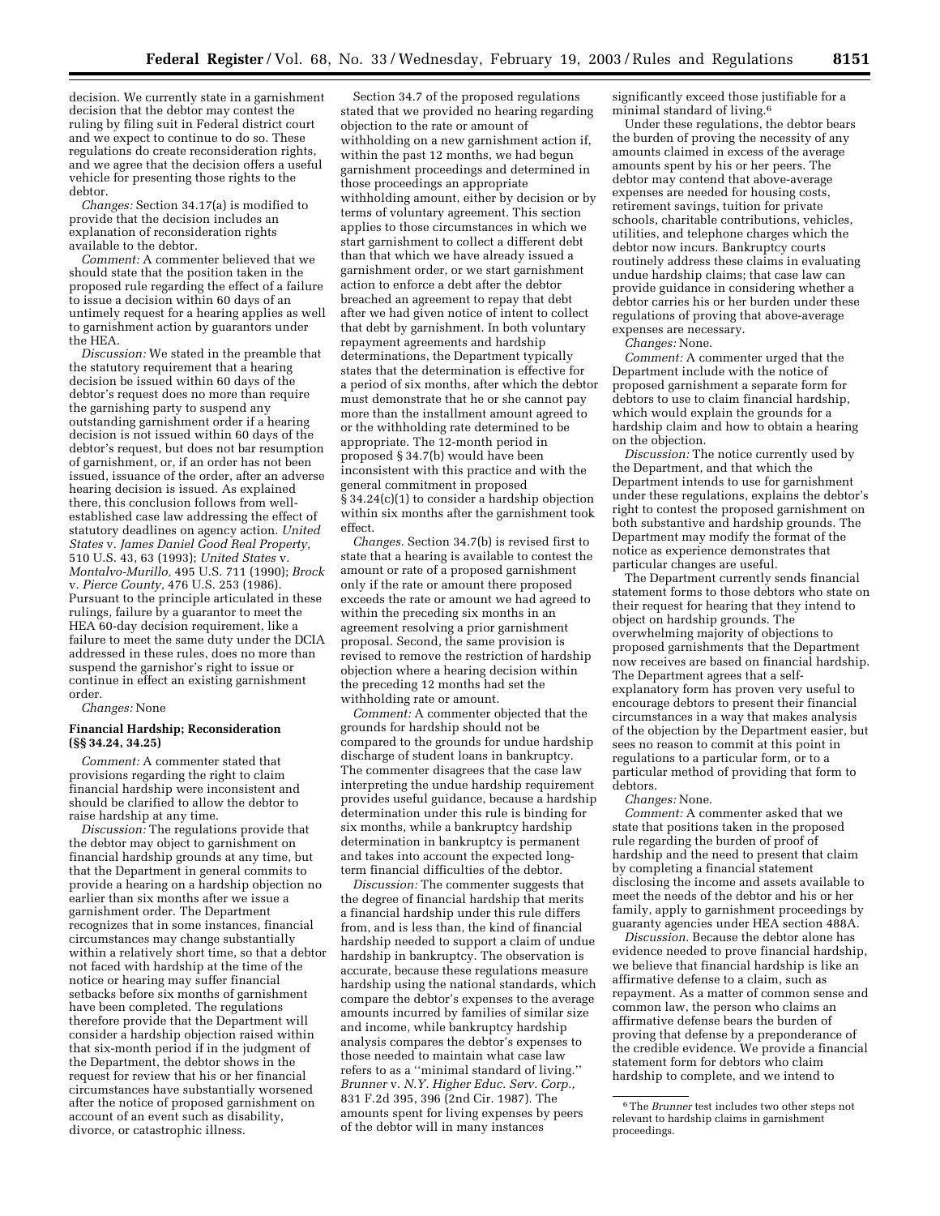decision. We currently state in a garnishment decision that the debtor may contest the ruling by filing suit in Federal district court and we expect to continue to do so. These regulations do create reconsideration rights, and we agree that the decision offers a useful vehicle for presenting those rights to the debtor.

*Changes:* Section 34.17(a) is modified to provide that the decision includes an explanation of reconsideration rights available to the debtor.

*Comment:* A commenter believed that we should state that the position taken in the proposed rule regarding the effect of a failure to issue a decision within 60 days of an untimely request for a hearing applies as well to garnishment action by guarantors under the HEA.

*Discussion:* We stated in the preamble that the statutory requirement that a hearing decision be issued within 60 days of the debtor's request does no more than require the garnishing party to suspend any outstanding garnishment order if a hearing decision is not issued within 60 days of the debtor's request, but does not bar resumption of garnishment, or, if an order has not been issued, issuance of the order, after an adverse hearing decision is issued. As explained there, this conclusion follows from well-established case law addressing the effect of statutory deadlines on agency action. *United States* v. *James Daniel Good Real Property,* 510 U.S. 43, 63 (1993); *United States* v. *Montalvo-Murillo,* 495 U.S. 711 (1990); *Brock* v. *Pierce County,* 476 U.S. 253 (1986). Pursuant to the principle articulated in these rulings, failure by a guarantor to meet the HEA 60-day decision requirement, like a failure to meet the same duty under the DCIA addressed in these rules, does no more than suspend the garnishor's right to issue or continue in effect an existing garnishment order.

*Changes:* None

**Financial Hardship; Reconsideration (§§ 34.24, 34.25)**

*Comment:* A commenter stated that provisions regarding the right to claim financial hardship were inconsistent and should be clarified to allow the debtor to raise hardship at any time.

*Discussion:* The regulations provide that the debtor may object to garnishment on financial hardship grounds at any time, but that the Department in general commits to provide a hearing on a hardship objection no earlier than six months after we issue a garnishment order. The Department recognizes that in some instances, financial circumstances may change substantially within a relatively short time, so that a debtor not faced with hardship at the time of the notice or hearing may suffer financial setbacks before six months of garnishment have been completed. The regulations therefore provide that the Department will consider a hardship objection raised within that six-month period if in the judgment of the Department, the debtor shows in the request for review that his or her financial circumstances have substantially worsened after the notice of proposed garnishment on account of an event such as disability, divorce, or catastrophic illness.

Section 34.7 of the proposed regulations stated that we provided no hearing regarding objection to the rate or amount of withholding on a new garnishment action if, within the past 12 months, we had begun garnishment proceedings and determined in those proceedings an appropriate withholding amount, either by decision or by terms of voluntary agreement. This section applies to those circumstances in which we start garnishment to collect a different debt than that which we have already issued a garnishment order, or we start garnishment action to enforce a debt after the debtor breached an agreement to repay that debt after we had given notice of intent to collect that debt by garnishment. In both voluntary repayment agreements and hardship determinations, the Department typically states that the determination is effective for a period of six months, after which the debtor must demonstrate that he or she cannot pay more than the installment amount agreed to or the withholding rate determined to be appropriate. The 12-month period in proposed § 34.7(b) would have been inconsistent with this practice and with the general commitment in proposed § 34.24(c)(1) to consider a hardship objection within six months after the garnishment took effect.

*Changes.* Section 34.7(b) is revised first to state that a hearing is available to contest the amount or rate of a proposed garnishment only if the rate or amount there proposed exceeds the rate or amount we had agreed to within the preceding six months in an agreement resolving a prior garnishment proposal. Second, the same provision is revised to remove the restriction of hardship objection where a hearing decision within the preceding 12 months had set the withholding rate or amount.

*Comment:* A commenter objected that the grounds for hardship should not be compared to the grounds for undue hardship discharge of student loans in bankruptcy. The commenter disagrees that the case law interpreting the undue hardship requirement provides useful guidance, because a hardship determination under this rule is binding for six months, while a bankruptcy hardship determination in bankruptcy is permanent and takes into account the expected long-term financial difficulties of the debtor.

*Discussion:* The commenter suggests that the degree of financial hardship that merits a financial hardship under this rule differs from, and is less than, the kind of financial hardship needed to support a claim of undue hardship in bankruptcy. The observation is accurate, because these regulations measure hardship using the national standards, which compare the debtor's expenses to the average amounts incurred by families of similar size and income, while bankruptcy hardship analysis compares the debtor's expenses to those needed to maintain what case law refers to as a ''minimal standard of living.'' *Brunner* v. *N.Y. Higher Educ. Serv. Corp.,* 831 F.2d 395, 396 (2nd Cir. 1987). The amounts spent for living expenses by peers of the debtor will in many instances significantly exceed those justifiable for a minimal standard of living.[6]

Under these regulations, the debtor bears the burden of proving the necessity of any amounts claimed in excess of the average amounts spent by his or her peers. The debtor may contend that above-average expenses are needed for housing costs, retirement savings, tuition for private schools, charitable contributions, vehicles, utilities, and telephone charges which the debtor now incurs. Bankruptcy courts routinely address these claims in evaluating undue hardship claims; that case law can provide guidance in considering whether a debtor carries his or her burden under these regulations of proving that above-average expenses are necessary.

*Changes:* None.

*Comment:* A commenter urged that the Department include with the notice of proposed garnishment a separate form for debtors to use to claim financial hardship, which would explain the grounds for a hardship claim and how to obtain a hearing on the objection.

*Discussion:* The notice currently used by the Department, and that which the Department intends to use for garnishment under these regulations, explains the debtor's right to contest the proposed garnishment on both substantive and hardship grounds. The Department may modify the format of the notice as experience demonstrates that particular changes are useful.

The Department currently sends financial statement forms to those debtors who state on their request for hearing that they intend to object on hardship grounds. The overwhelming majority of objections to proposed garnishments that the Department now receives are based on financial hardship. The Department agrees that a self-explanatory form has proven very useful to encourage debtors to present their financial circumstances in a way that makes analysis of the objection by the Department easier, but sees no reason to commit at this point in regulations to a particular form, or to a particular method of providing that form to debtors.

*Changes:* None.

*Comment:* A commenter asked that we state that positions taken in the proposed rule regarding the burden of proof of hardship and the need to present that claim by completing a financial statement disclosing the income and assets available to meet the needs of the debtor and his or her family, apply to garnishment proceedings by guaranty agencies under HEA section 488A.

*Discussion.* Because the debtor alone has evidence needed to prove financial hardship, we believe that financial hardship is like an affirmative defense to a claim, such as repayment. As a matter of common sense and common law, the person who claims an affirmative defense bears the burden of proving that defense by a preponderance of the credible evidence. We provide a financial statement form for debtors who claim hardship to complete, and we intend to

[6] The *Brunner* test includes two other steps not relevant to hardship claims in garnishment proceedings.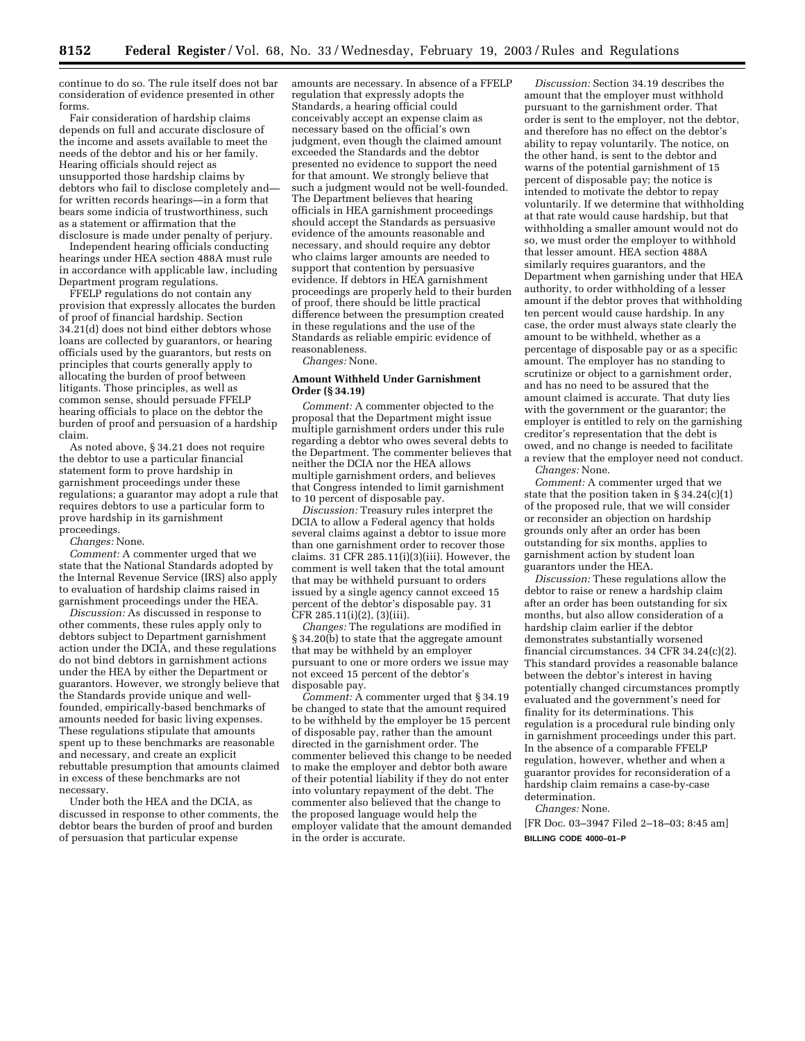continue to do so. The rule itself does not bar consideration of evidence presented in other forms.

Fair consideration of hardship claims depends on full and accurate disclosure of the income and assets available to meet the needs of the debtor and his or her family. Hearing officials should reject as unsupported those hardship claims by debtors who fail to disclose completely and—for written records hearings—in a form that bears some indicia of trustworthiness, such as a statement or affirmation that the disclosure is made under penalty of perjury.

Independent hearing officials conducting hearings under HEA section 488A must rule in accordance with applicable law, including Department program regulations.

FFELP regulations do not contain any provision that expressly allocates the burden of proof of financial hardship. Section 34.21(d) does not bind either debtors whose loans are collected by guarantors, or hearing officials used by the guarantors, but rests on principles that courts generally apply to allocating the burden of proof between litigants. Those principles, as well as common sense, should persuade FFELP hearing officials to place on the debtor the burden of proof and persuasion of a hardship claim.

As noted above, § 34.21 does not require the debtor to use a particular financial statement form to prove hardship in garnishment proceedings under these regulations; a guarantor may adopt a rule that requires debtors to use a particular form to prove hardship in its garnishment proceedings.

*Changes:* None.

*Comment:* A commenter urged that we state that the National Standards adopted by the Internal Revenue Service (IRS) also apply to evaluation of hardship claims raised in garnishment proceedings under the HEA.

*Discussion:* As discussed in response to other comments, these rules apply only to debtors subject to Department garnishment action under the DCIA, and these regulations do not bind debtors in garnishment actions under the HEA by either the Department or guarantors. However, we strongly believe that the Standards provide unique and well-founded, empirically-based benchmarks of amounts needed for basic living expenses. These regulations stipulate that amounts spent up to these benchmarks are reasonable and necessary, and create an explicit rebuttable presumption that amounts claimed in excess of these benchmarks are not necessary.

Under both the HEA and the DCIA, as discussed in response to other comments, the debtor bears the burden of proof and burden of persuasion that particular expense amounts are necessary. In absence of a FFELP regulation that expressly adopts the Standards, a hearing official could conceivably accept an expense claim as necessary based on the official's own judgment, even though the claimed amount exceeded the Standards and the debtor presented no evidence to support the need for that amount. We strongly believe that such a judgment would not be well-founded. The Department believes that hearing officials in HEA garnishment proceedings should accept the Standards as persuasive evidence of the amounts reasonable and necessary, and should require any debtor who claims larger amounts are needed to support that contention by persuasive evidence. If debtors in HEA garnishment proceedings are properly held to their burden of proof, there should be little practical difference between the presumption created in these regulations and the use of the Standards as reliable empiric evidence of reasonableness.

*Changes:* None.

### Amount Withheld Under Garnishment Order (§ 34.19)

*Comment:* A commenter objected to the proposal that the Department might issue multiple garnishment orders under this rule regarding a debtor who owes several debts to the Department. The commenter believes that neither the DCIA nor the HEA allows multiple garnishment orders, and believes that Congress intended to limit garnishment to 10 percent of disposable pay.

*Discussion:* Treasury rules interpret the DCIA to allow a Federal agency that holds several claims against a debtor to issue more than one garnishment order to recover those claims. 31 CFR 285.11(i)(3)(iii). However, the comment is well taken that the total amount that may be withheld pursuant to orders issued by a single agency cannot exceed 15 percent of the debtor's disposable pay. 31 CFR 285.11(i)(2), (3)(iii).

*Changes:* The regulations are modified in § 34.20(b) to state that the aggregate amount that may be withheld by an employer pursuant to one or more orders we issue may not exceed 15 percent of the debtor's disposable pay.

*Comment:* A commenter urged that § 34.19 be changed to state that the amount required to be withheld by the employer be 15 percent of disposable pay, rather than the amount directed in the garnishment order. The commenter believed this change to be needed to make the employer and debtor both aware of their potential liability if they do not enter into voluntary repayment of the debt. The commenter also believed that the change to the proposed language would help the employer validate that the amount demanded in the order is accurate.

*Discussion:* Section 34.19 describes the amount that the employer must withhold pursuant to the garnishment order. That order is sent to the employer, not the debtor, and therefore has no effect on the debtor's ability to repay voluntarily. The notice, on the other hand, is sent to the debtor and warns of the potential garnishment of 15 percent of disposable pay; the notice is intended to motivate the debtor to repay voluntarily. If we determine that withholding at that rate would cause hardship, but that withholding a smaller amount would not do so, we must order the employer to withhold that lesser amount. HEA section 488A similarly requires guarantors, and the Department when garnishing under that HEA authority, to order withholding of a lesser amount if the debtor proves that withholding ten percent would cause hardship. In any case, the order must always state clearly the amount to be withheld, whether as a percentage of disposable pay or as a specific amount. The employer has no standing to scrutinize or object to a garnishment order, and has no need to be assured that the amount claimed is accurate. That duty lies with the government or the guarantor; the employer is entitled to rely on the garnishing creditor's representation that the debt is owed, and no change is needed to facilitate a review that the employer need not conduct.

*Changes:* None.

*Comment:* A commenter urged that we state that the position taken in § 34.24(c)(1) of the proposed rule, that we will consider or reconsider an objection on hardship grounds only after an order has been outstanding for six months, applies to garnishment action by student loan guarantors under the HEA.

*Discussion:* These regulations allow the debtor to raise or renew a hardship claim after an order has been outstanding for six months, but also allow consideration of a hardship claim earlier if the debtor demonstrates substantially worsened financial circumstances. 34 CFR 34.24(c)(2). This standard provides a reasonable balance between the debtor's interest in having potentially changed circumstances promptly evaluated and the government's need for finality for its determinations. This regulation is a procedural rule binding only in garnishment proceedings under this part. In the absence of a comparable FFELP regulation, however, whether and when a guarantor provides for reconsideration of a hardship claim remains a case-by-case determination.

*Changes:* None.

[FR Doc. 03–3947 Filed 2–18–03; 8:45 am]

**BILLING CODE 4000–01–P**